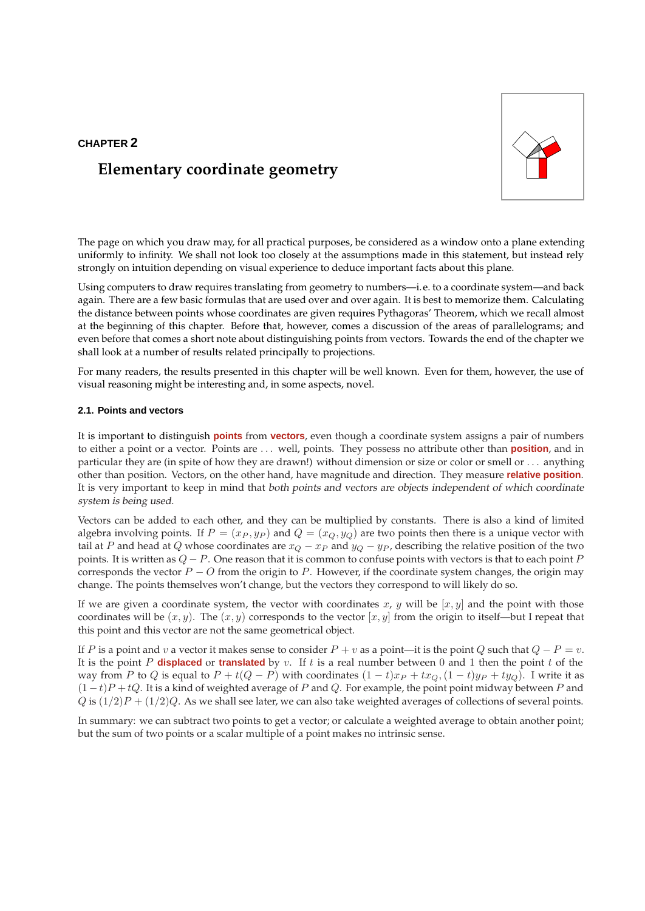**CHAPTER 2**

# Elementary coordinate geometry

The page on which you draw may, for all practical purposes, be considered as a window onto a plane extending uniformly to infinity. We shall not look too closely at the assumptions made in this statement, but instead rely strongly on intuition depending on visual experience to deduce important facts about this plane.

Using computers to draw requires translating from geometry to numbers—i. e. to a coordinate system—and back again. There are a few basic formulas that are used over and over again. It is best to memorize them. Calculating the distance between points whose coordinates are given requires Pythagoras' Theorem, which we recall almost at the beginning of this chapter. Before that, however, comes a discussion of the areas of parallelograms; and even before that comes a short note about distinguishing points from vectors. Towards the end of the chapter we shall look at a number of results related principally to projections.

For many readers, the results presented in this chapter will be well known. Even for them, however, the use of visual reasoning might be interesting and, in some aspects, novel.

## 2.1. Points and vectors

It is important to distinguish **points** from **vectors**, even though a coordinate system assigns a pair of numbers to either a point or a vector. Points are . . . well, points. They possess no attribute other than **position**, and in particular they are (in spite of how they are drawn!) without dimension or size or color or smell or . . . anything other than position. Vectors, on the other hand, have magnitude and direction. They measure **relative position**. It is very important to keep in mind that *both points and vectors are objects independent of which coordinate system is being used*.

Vectors can be added to each other, and they can be multiplied by constants. There is also a kind of limited algebra involving points. If $P = (x_P, y_P)$ and $Q = (x_Q, y_Q)$ are two points then there is a unique vector with tail at $P$ and head at $Q$ whose coordinates are $x_Q - x_P$ and $y_Q - y_P$, describing the relative position of the two points. It is written as $Q - P$. One reason that it is common to confuse points with vectors is that to each point $P$ corresponds the vector $P - O$ from the origin to $P$. However, if the coordinate system changes, the origin may change. The points themselves won't change, but the vectors they correspond to will likely do so.

If we are given a coordinate system, the vector with coordinates $x$, $y$ will be $[x, y]$ and the point with those coordinates will be $(x, y)$. The $(x, y)$ corresponds to the vector $[x, y]$ from the origin to itself—but I repeat that this point and this vector are not the same geometrical object.

If $P$ is a point and $v$ a vector it makes sense to consider $P + v$ as a point—it is the point $Q$ such that $Q - P = v$. It is the point $P$ **displaced** or **translated** by $v$. If $t$ is a real number between 0 and 1 then the point $t$ of the way from $P$ to $Q$ is equal to $P + t(Q - P)$ with coordinates $(1 - t)x_P + tx_Q, (1 - t)y_P + ty_Q)$. I write it as $(1 - t)P + tQ$. It is a kind of weighted average of $P$ and $Q$. For example, the point point midway between $P$ and $Q$ is $(1/2)P + (1/2)Q$. As we shall see later, we can also take weighted averages of collections of several points.

In summary: we can subtract two points to get a vector; or calculate a weighted average to obtain another point; but the sum of two points or a scalar multiple of a point makes no intrinsic sense.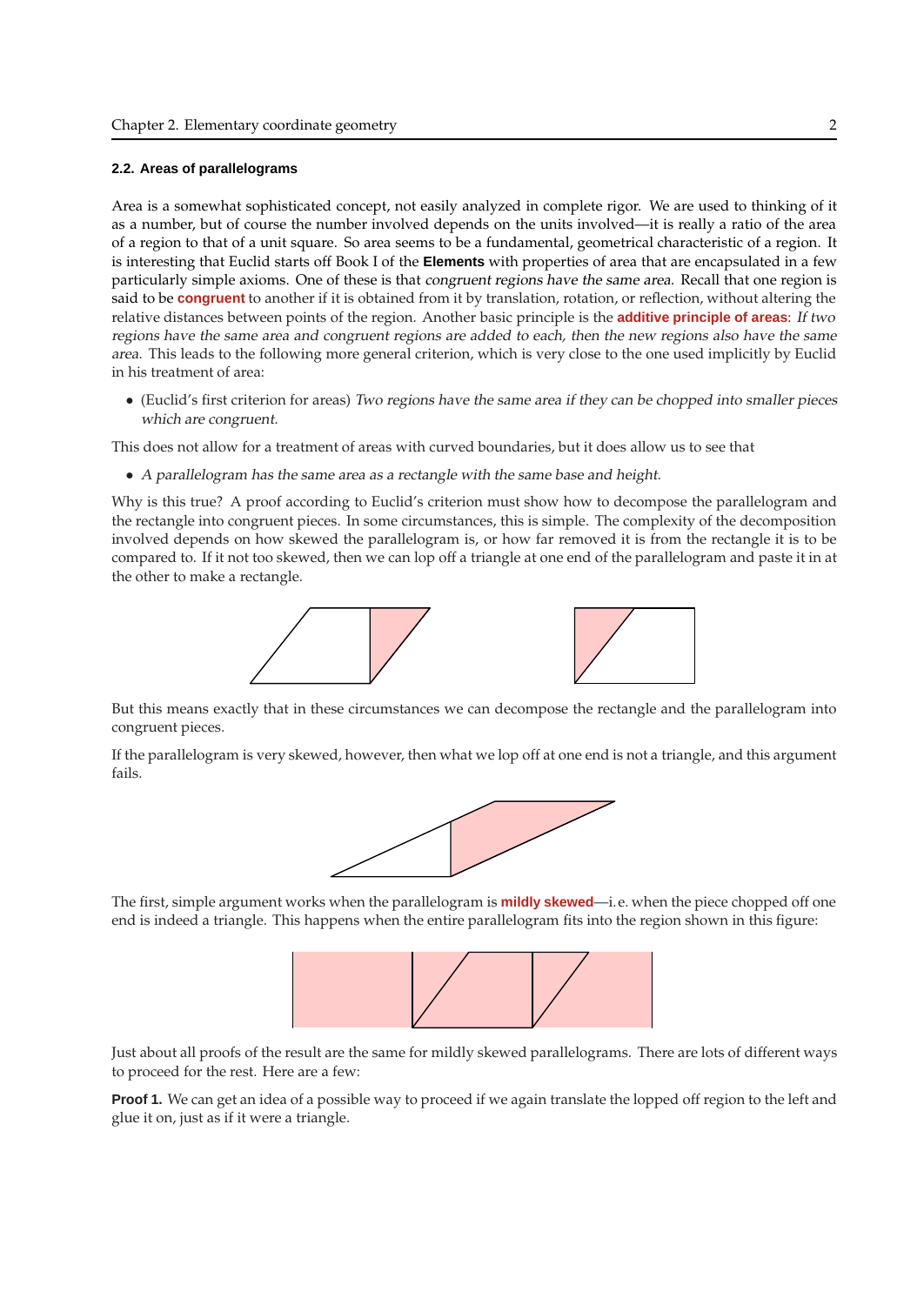### 2.2. Areas of parallelograms

Area is a somewhat sophisticated concept, not easily analyzed in complete rigor. We are used to thinking of it as a number, but of course the number involved depends on the units involved—it is really a ratio of the area of a region to that of a unit square. So area seems to be a fundamental, geometrical characteristic of a region. It is interesting that Euclid starts off Book I of the **Elements** with properties of area that are encapsulated in a few particularly simple axioms. One of these is that *congruent regions have the same area*. Recall that one region is said to be **congruent** to another if it is obtained from it by translation, rotation, or reflection, without altering the relative distances between points of the region. Another basic principle is the **additive principle of areas**: *If two regions have the same area and congruent regions are added to each, then the new regions also have the same area.* This leads to the following more general criterion, which is very close to the one used implicitly by Euclid in his treatment of area:

- (Euclid's first criterion for areas) *Two regions have the same area if they can be chopped into smaller pieces which are congruent.*

This does not allow for a treatment of areas with curved boundaries, but it does allow us to see that

- *A parallelogram has the same area as a rectangle with the same base and height.*

Why is this true? A proof according to Euclid's criterion must show how to decompose the parallelogram and the rectangle into congruent pieces. In some circumstances, this is simple. The complexity of the decomposition involved depends on how skewed the parallelogram is, or how far removed it is from the rectangle it is to be compared to. If it not too skewed, then we can lop off a triangle at one end of the parallelogram and paste it in at the other to make a rectangle.

But this means exactly that in these circumstances we can decompose the rectangle and the parallelogram into congruent pieces.

If the parallelogram is very skewed, however, then what we lop off at one end is not a triangle, and this argument fails.

The first, simple argument works when the parallelogram is **mildly skewed**—i. e. when the piece chopped off one end is indeed a triangle. This happens when the entire parallelogram fits into the region shown in this figure:

Just about all proofs of the result are the same for mildly skewed parallelograms. There are lots of different ways to proceed for the rest. Here are a few:

**Proof 1.** We can get an idea of a possible way to proceed if we again translate the lopped off region to the left and glue it on, just as if it were a triangle.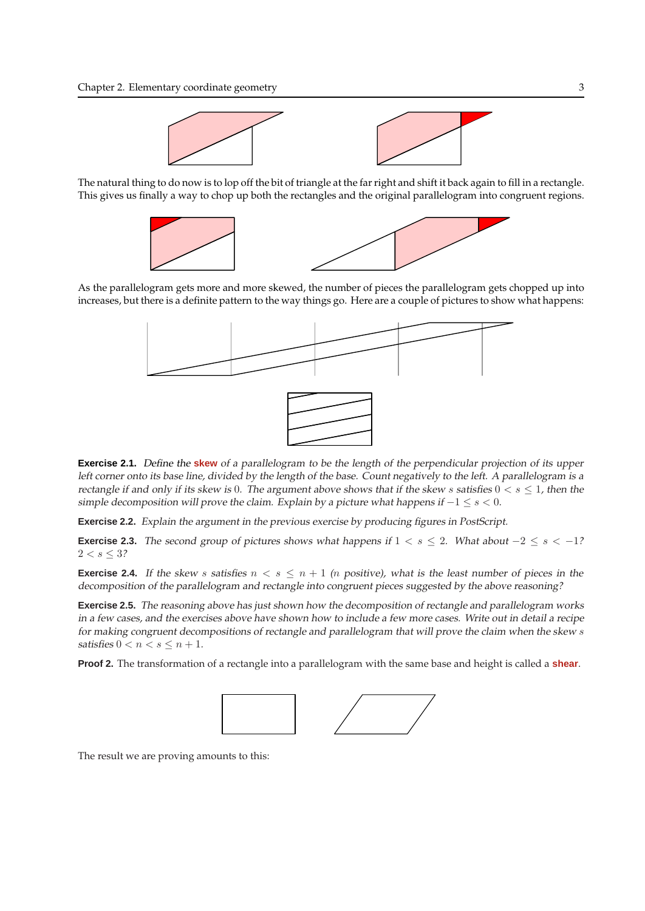The natural thing to do now is to lop off the bit of triangle at the far right and shift it back again to fill in a rectangle. This gives us finally a way to chop up both the rectangles and the original parallelogram into congruent regions.

As the parallelogram gets more and more skewed, the number of pieces the parallelogram gets chopped up into increases, but there is a definite pattern to the way things go. Here are a couple of pictures to show what happens:

**Exercise 2.1.** *Define the* **skew** *of a parallelogram to be the length of the perpendicular projection of its upper left corner onto its base line, divided by the length of the base. Count negatively to the left. A parallelogram is a rectangle if and only if its skew is* $0$*. The argument above shows that if the skew* $s$ *satisfies* $0 < s \le 1$*, then the simple decomposition will prove the claim. Explain by a picture what happens if* $-1 \le s < 0$*.*

**Exercise 2.2.** *Explain the argument in the previous exercise by producing figures in PostScript.*

**Exercise 2.3.** *The second group of pictures shows what happens if* $1 < s \le 2$*. What about* $-2 \le s < -1$*?* $2 < s \le 3$*?*

**Exercise 2.4.** *If the skew* $s$ *satisfies* $n < s \le n+1$ *(*$n$ *positive), what is the least number of pieces in the decomposition of the parallelogram and rectangle into congruent pieces suggested by the above reasoning?*

**Exercise 2.5.** *The reasoning above has just shown how the decomposition of rectangle and parallelogram works in a few cases, and the exercises above have shown how to include a few more cases. Write out in detail a recipe for making congruent decompositions of rectangle and parallelogram that will prove the claim when the skew* $s$ *satisfies* $0 < n < s \le n+1$*.*

**Proof 2.** The transformation of a rectangle into a parallelogram with the same base and height is called a **shear**.

The result we are proving amounts to this: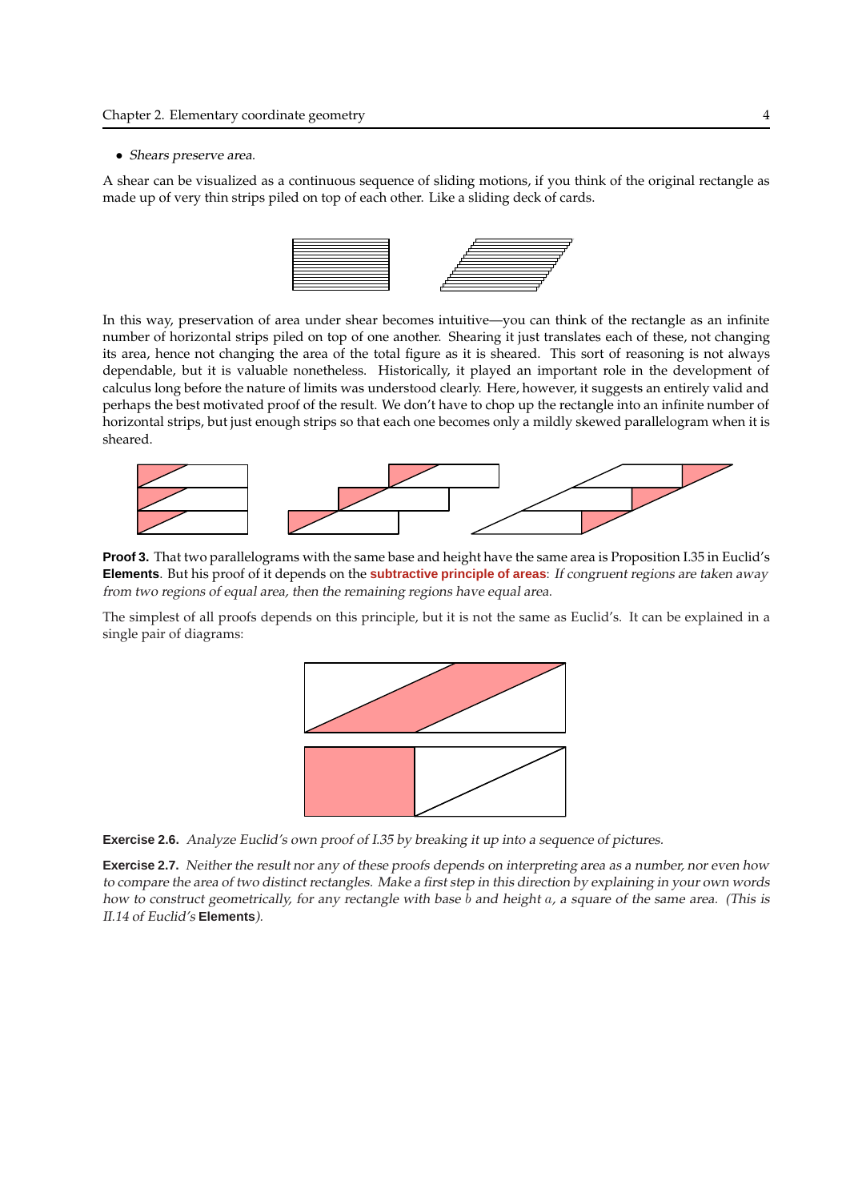- *Shears preserve area.*

A shear can be visualized as a continuous sequence of sliding motions, if you think of the original rectangle as made up of very thin strips piled on top of each other. Like a sliding deck of cards.

In this way, preservation of area under shear becomes intuitive—you can think of the rectangle as an infinite number of horizontal strips piled on top of one another. Shearing it just translates each of these, not changing its area, hence not changing the area of the total figure as it is sheared. This sort of reasoning is not always dependable, but it is valuable nonetheless. Historically, it played an important role in the development of calculus long before the nature of limits was understood clearly. Here, however, it suggests an entirely valid and perhaps the best motivated proof of the result. We don't have to chop up the rectangle into an infinite number of horizontal strips, but just enough strips so that each one becomes only a mildly skewed parallelogram when it is sheared.

**Proof 3.** That two parallelograms with the same base and height have the same area is Proposition I.35 in Euclid's **Elements**. But his proof of it depends on the **subtractive principle of areas**: *If congruent regions are taken away from two regions of equal area, then the remaining regions have equal area.*

The simplest of all proofs depends on this principle, but it is not the same as Euclid's. It can be explained in a single pair of diagrams:

**Exercise 2.6.** *Analyze Euclid's own proof of I.35 by breaking it up into a sequence of pictures.*

**Exercise 2.7.** *Neither the result nor any of these proofs depends on interpreting area as a number, nor even how to compare the area of two distinct rectangles. Make a first step in this direction by explaining in your own words how to construct geometrically, for any rectangle with base $b$ and height $a$, a square of the same area. (This is II.14 of Euclid's* **Elements***).*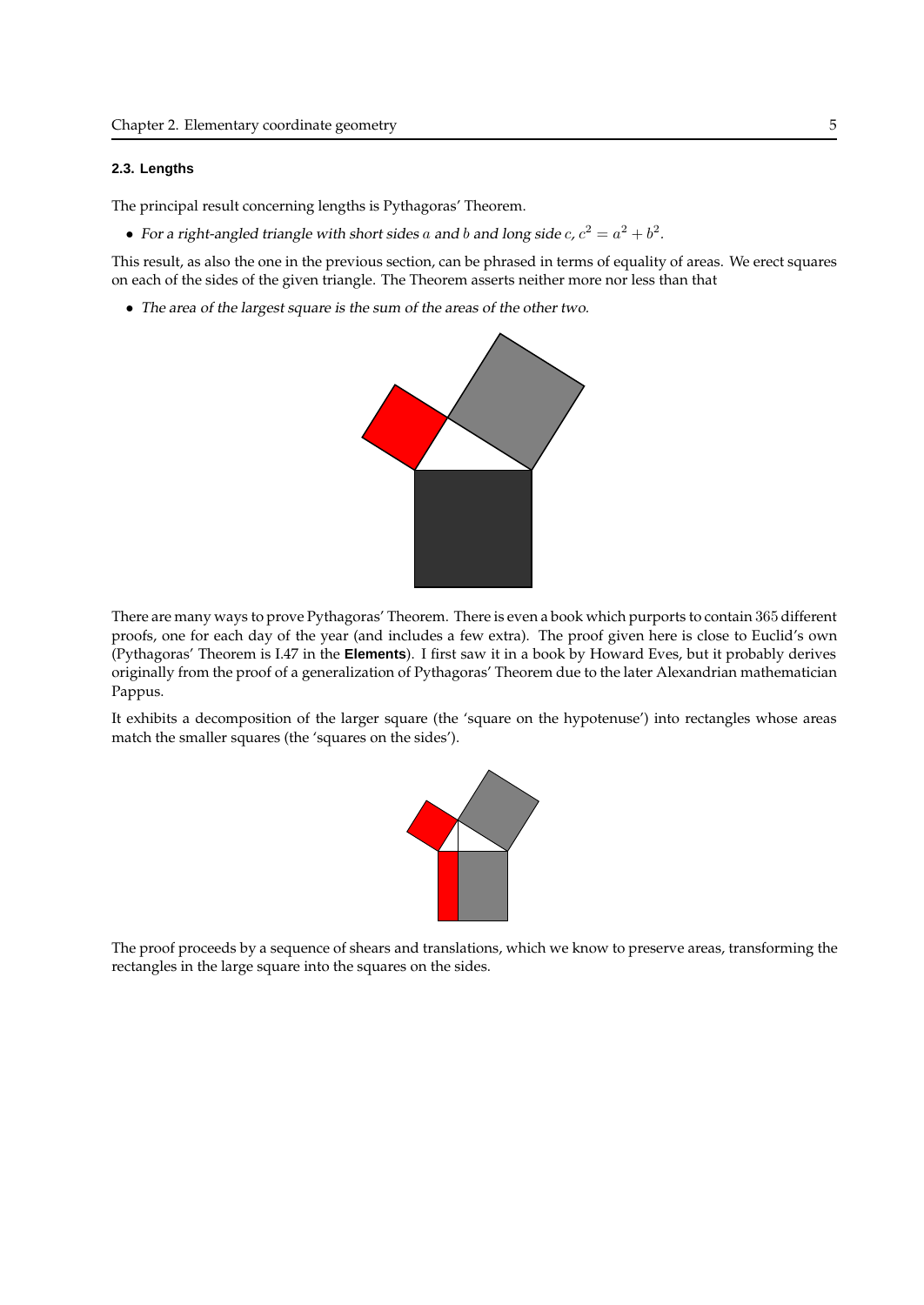### 2.3. Lengths

The principal result concerning lengths is Pythagoras' Theorem.

- *For a right-angled triangle with short sides $a$ and $b$ and long side $c$, $c^2 = a^2 + b^2$.*

This result, as also the one in the previous section, can be phrased in terms of equality of areas. We erect squares on each of the sides of the given triangle. The Theorem asserts neither more nor less than that

- *The area of the largest square is the sum of the areas of the other two.*

There are many ways to prove Pythagoras' Theorem. There is even a book which purports to contain 365 different proofs, one for each day of the year (and includes a few extra). The proof given here is close to Euclid's own (Pythagoras' Theorem is I.47 in the **Elements**). I first saw it in a book by Howard Eves, but it probably derives originally from the proof of a generalization of Pythagoras' Theorem due to the later Alexandrian mathematician Pappus.

It exhibits a decomposition of the larger square (the 'square on the hypotenuse') into rectangles whose areas match the smaller squares (the 'squares on the sides').

The proof proceeds by a sequence of shears and translations, which we know to preserve areas, transforming the rectangles in the large square into the squares on the sides.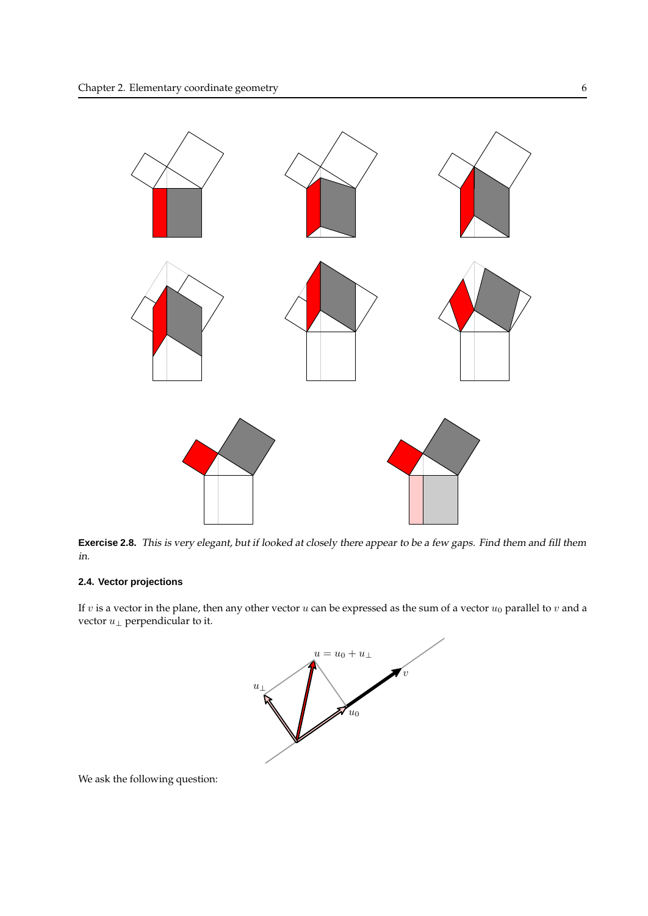**Exercise 2.8.** *This is very elegant, but if looked at closely there appear to be a few gaps. Find them and fill them in.*

### 2.4. Vector projections

If $v$ is a vector in the plane, then any other vector $u$ can be expressed as the sum of a vector $u_0$ parallel to $v$ and a vector $u_\perp$ perpendicular to it.

We ask the following question: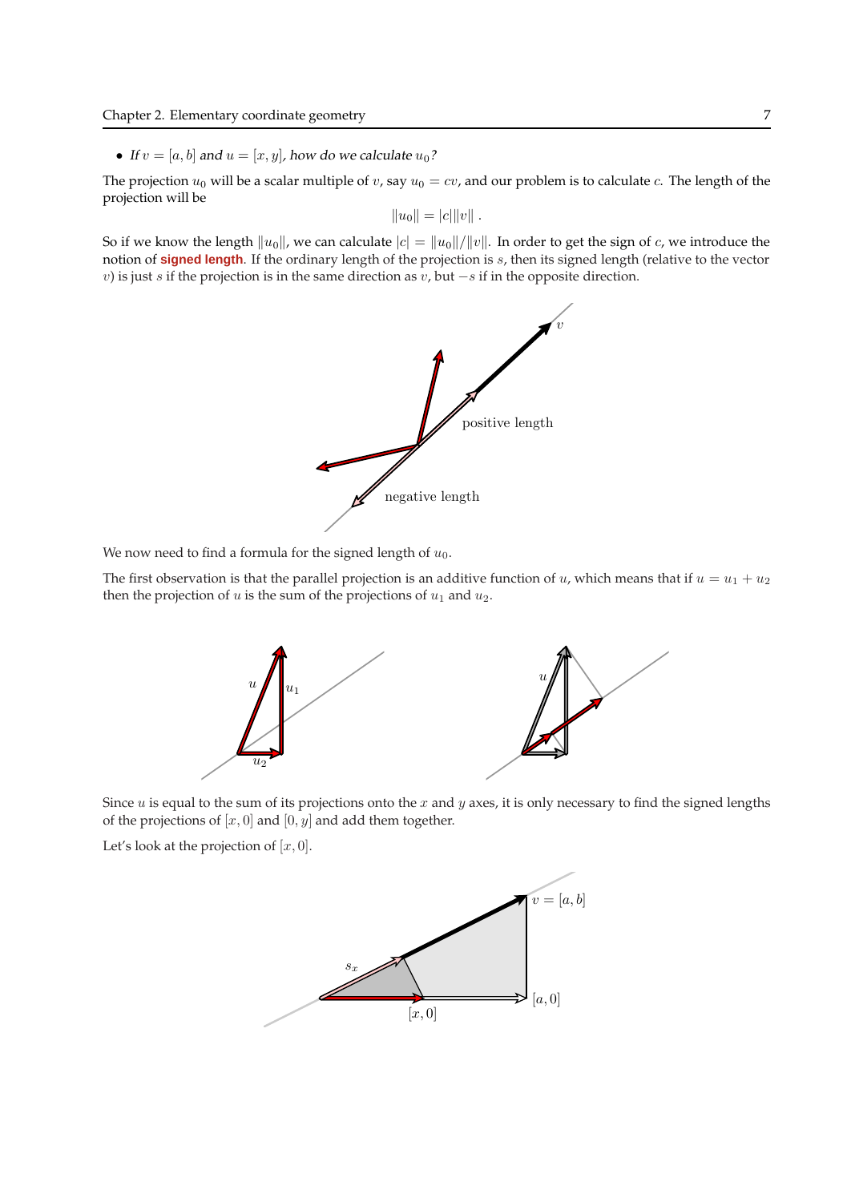- *If $v = [a, b]$ and $u = [x, y]$, how do we calculate $u_0$?*

The projection $u_0$ will be a scalar multiple of $v$, say $u_0 = cv$, and our problem is to calculate $c$. The length of the projection will be

$$\|u_0\| = |c|\|v\| \, .$$

So if we know the length $\|u_0\|$, we can calculate $|c| = \|u_0\|/\|v\|$. In order to get the sign of $c$, we introduce the notion of **signed length**. If the ordinary length of the projection is $s$, then its signed length (relative to the vector $v$) is just $s$ if the projection is in the same direction as $v$, but $-s$ if in the opposite direction.

We now need to find a formula for the signed length of $u_0$.

The first observation is that the parallel projection is an additive function of $u$, which means that if $u = u_1 + u_2$ then the projection of $u$ is the sum of the projections of $u_1$ and $u_2$.

Since $u$ is equal to the sum of its projections onto the $x$ and $y$ axes, it is only necessary to find the signed lengths of the projections of $[x, 0]$ and $[0, y]$ and add them together.

Let's look at the projection of $[x, 0]$.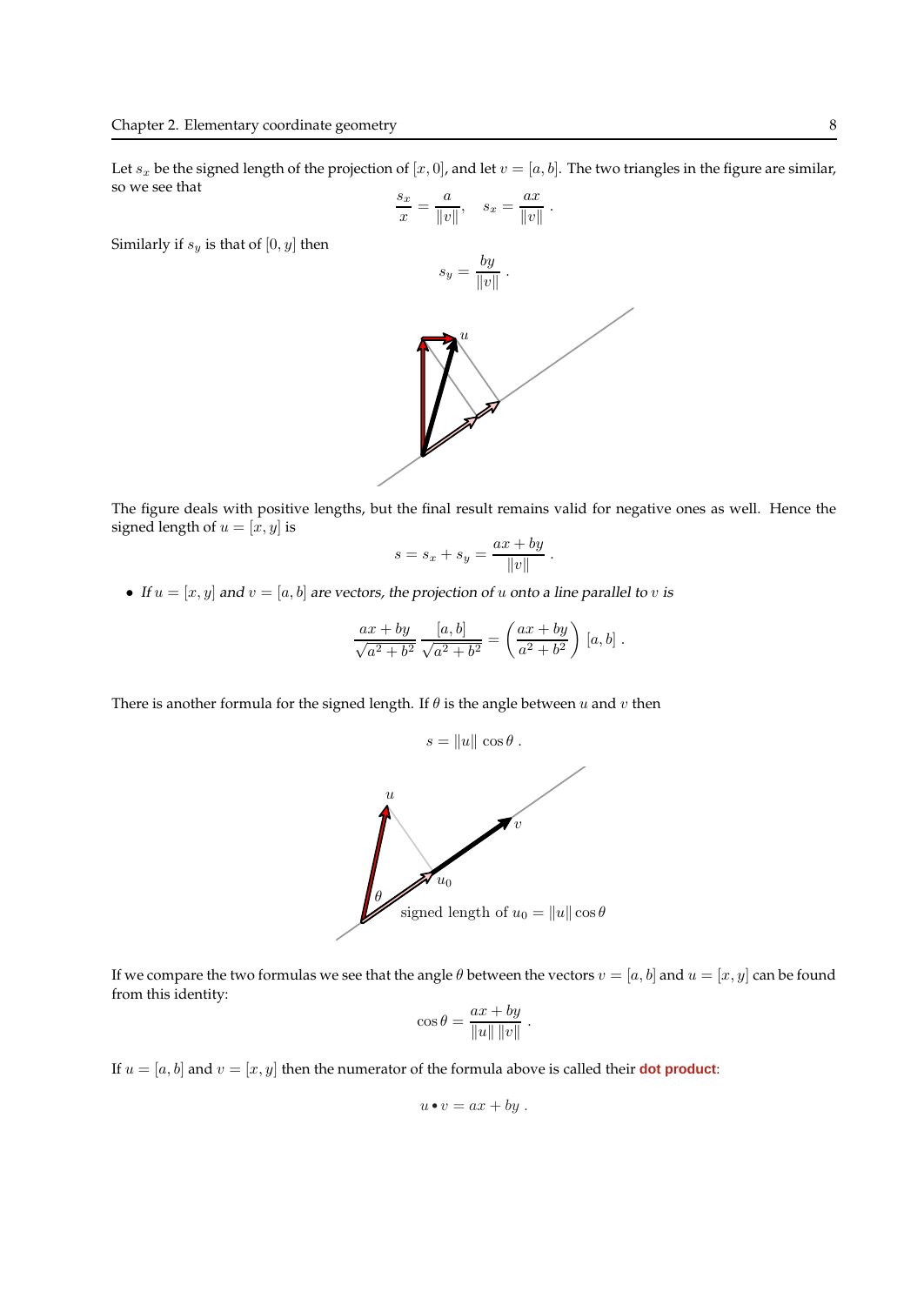Let $s_x$ be the signed length of the projection of $[x, 0]$, and let $v = [a, b]$. The two triangles in the figure are similar, so we see that

$$\frac{s_x}{x} = \frac{a}{\|v\|}, \quad s_x = \frac{ax}{\|v\|} .$$

Similarly if $s_y$ is that of $[0, y]$ then

$$s_y = \frac{by}{\|v\|} .$$

The figure deals with positive lengths, but the final result remains valid for negative ones as well. Hence the signed length of $u = [x, y]$ is

$$s = s_x + s_y = \frac{ax + by}{\|v\|} .$$

- *If $u = [x, y]$ and $v = [a, b]$ are vectors, the projection of $u$ onto a line parallel to $v$ is*

$$\frac{ax + by}{\sqrt{a^2 + b^2}} \frac{[a, b]}{\sqrt{a^2 + b^2}} = \left( \frac{ax + by}{a^2 + b^2} \right) [a, b] .$$

There is another formula for the signed length. If $\theta$ is the angle between $u$ and $v$ then

$$s = \|u\| \cos\theta .$$

signed length of $u_0 = \|u\| \cos\theta$

If we compare the two formulas we see that the angle $\theta$ between the vectors $v = [a, b]$ and $u = [x, y]$ can be found from this identity:

$$\cos\theta = \frac{ax + by}{\|u\| \, \|v\|} .$$

If $u = [a, b]$ and $v = [x, y]$ then the numerator of the formula above is called their **dot product**:

$$u \bullet v = ax + by .$$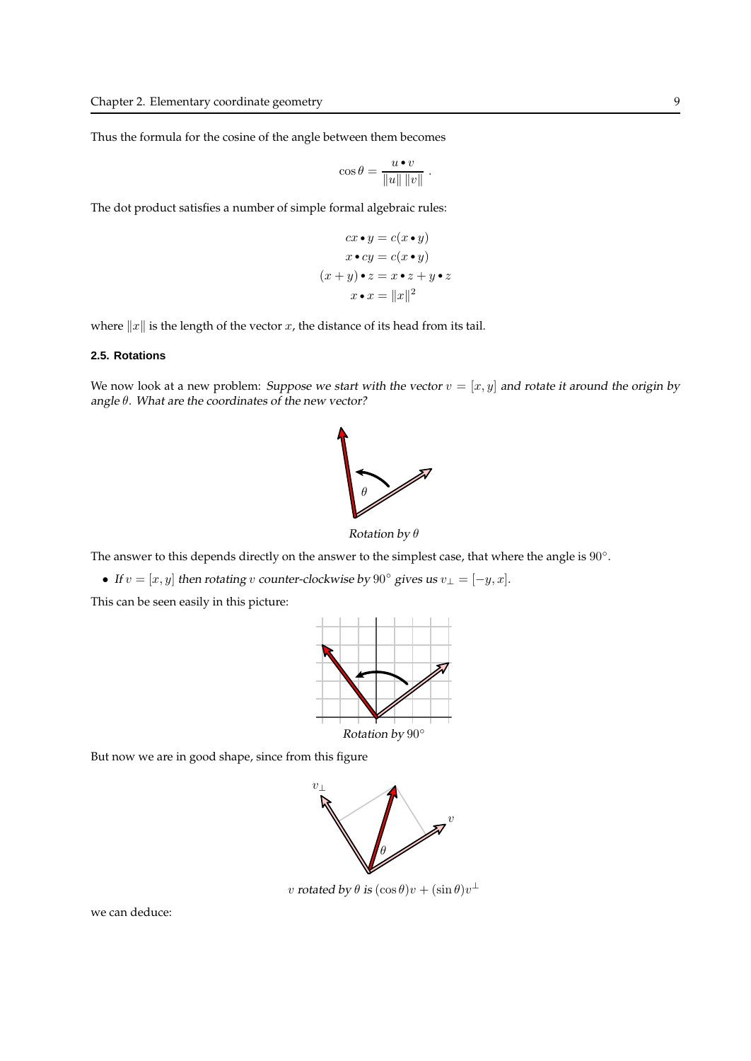Thus the formula for the cosine of the angle between them becomes

$$\cos\theta = \frac{u \bullet v}{\|u\| \, \|v\|} \; .$$

The dot product satisfies a number of simple formal algebraic rules:

$$\begin{aligned} cx \bullet y &= c(x \bullet y) \\ x \bullet cy &= c(x \bullet y) \\ (x+y) \bullet z &= x \bullet z + y \bullet z \\ x \bullet x &= \|x\|^2 \end{aligned}$$

where $\|x\|$ is the length of the vector $x$, the distance of its head from its tail.

### 2.5. Rotations

We now look at a new problem: *Suppose we start with the vector $v = [x, y]$ and rotate it around the origin by angle $\theta$. What are the coordinates of the new vector?*

*Rotation by $\theta$*

The answer to this depends directly on the answer to the simplest case, that where the angle is $90^\circ$.

- *If $v = [x, y]$ then rotating $v$ counter-clockwise by $90^\circ$ gives us $v_\perp = [-y, x]$.*

This can be seen easily in this picture:

*Rotation by $90^\circ$*

But now we are in good shape, since from this figure

*$v$ rotated by $\theta$ is $(\cos\theta)v + (\sin\theta)v^\perp$*

we can deduce: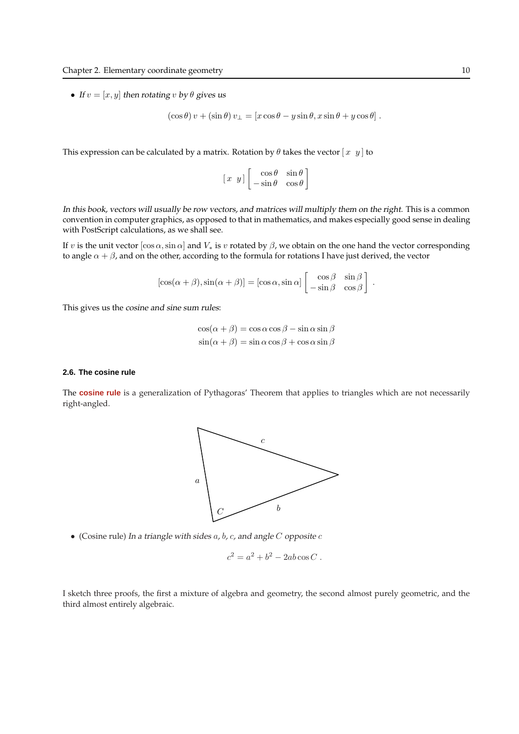- *If* $v = [x, y]$ *then rotating* $v$ *by* $\theta$ *gives us*

$$(\cos\theta)\, v + (\sin\theta)\, v_\perp = [x\cos\theta - y\sin\theta, x\sin\theta + y\cos\theta]\ .$$

This expression can be calculated by a matrix. Rotation by $\theta$ takes the vector $[\,x \;\; y\,]$ to

$$[\,x \;\; y\,] \begin{bmatrix} \cos\theta & \sin\theta \\ -\sin\theta & \cos\theta \end{bmatrix}$$

*In this book, vectors will usually be row vectors, and matrices will multiply them on the right.* This is a common convention in computer graphics, as opposed to that in mathematics, and makes especially good sense in dealing with PostScript calculations, as we shall see.

If $v$ is the unit vector $[\cos\alpha, \sin\alpha]$ and $V_*$ is $v$ rotated by $\beta$, we obtain on the one hand the vector corresponding to angle $\alpha + \beta$, and on the other, according to the formula for rotations I have just derived, the vector

$$[\cos(\alpha+\beta), \sin(\alpha+\beta)] = [\cos\alpha, \sin\alpha] \begin{bmatrix} \cos\beta & \sin\beta \\ -\sin\beta & \cos\beta \end{bmatrix}\ .$$

This gives us the *cosine and sine sum rules*:

$$\begin{aligned} \cos(\alpha+\beta) &= \cos\alpha\cos\beta - \sin\alpha\sin\beta \\ \sin(\alpha+\beta) &= \sin\alpha\cos\beta + \cos\alpha\sin\beta \end{aligned}$$

### 2.6. The cosine rule

The **cosine rule** is a generalization of Pythagoras' Theorem that applies to triangles which are not necessarily right-angled.

- (Cosine rule) *In a triangle with sides* $a$, $b$, $c$, *and angle* $C$ *opposite* $c$

$$c^2 = a^2 + b^2 - 2ab\cos C\ .$$

I sketch three proofs, the first a mixture of algebra and geometry, the second almost purely geometric, and the third almost entirely algebraic.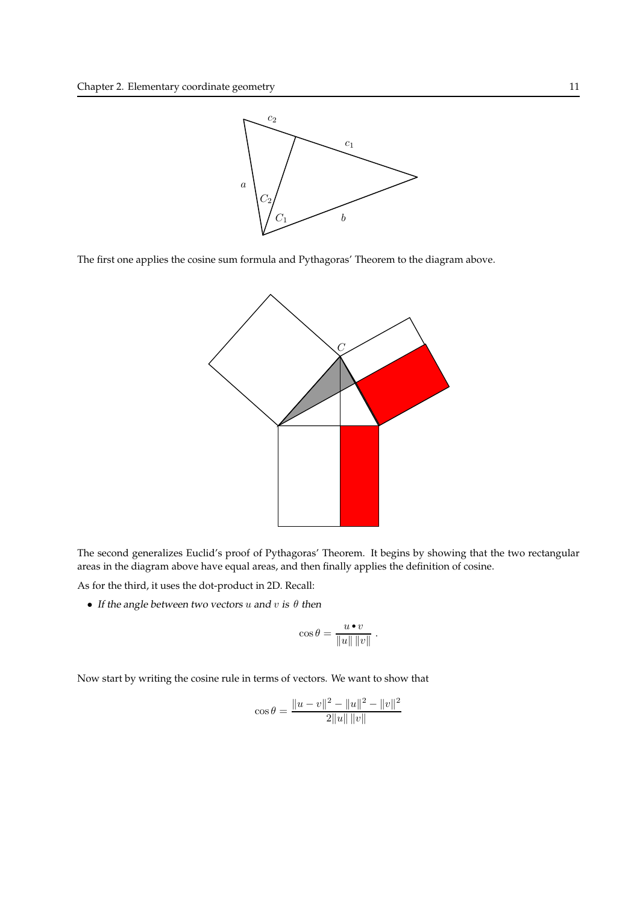The first one applies the cosine sum formula and Pythagoras' Theorem to the diagram above.

The second generalizes Euclid's proof of Pythagoras' Theorem. It begins by showing that the two rectangular areas in the diagram above have equal areas, and then finally applies the definition of cosine.

As for the third, it uses the dot-product in 2D. Recall:

- *If the angle between two vectors $u$ and $v$ is $\theta$ then*

$$\cos\theta = \frac{u \bullet v}{\|u\|\,\|v\|}\,.$$

Now start by writing the cosine rule in terms of vectors. We want to show that

$$\cos\theta = \frac{\|u-v\|^2 - \|u\|^2 - \|v\|^2}{2\|u\|\,\|v\|}$$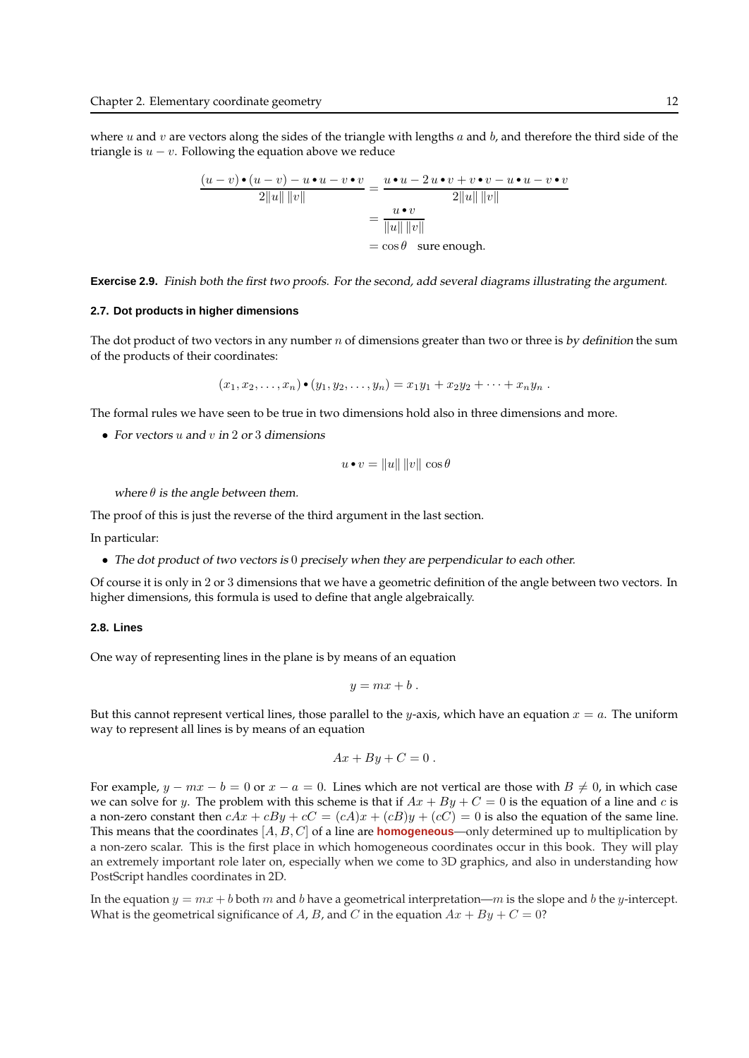where $u$ and $v$ are vectors along the sides of the triangle with lengths $a$ and $b$, and therefore the third side of the triangle is $u - v$. Following the equation above we reduce

$$
\begin{aligned}
\frac{(u-v)\bullet(u-v) - u\bullet u - v\bullet v}{2\|u\|\,\|v\|} &= \frac{u\bullet u - 2\,u\bullet v + v\bullet v - u\bullet u - v\bullet v}{2\|u\|\,\|v\|} \\
&= \frac{u\bullet v}{\|u\|\,\|v\|} \\
&= \cos\theta \quad \text{sure enough.}
\end{aligned}
$$

**Exercise 2.9.** *Finish both the first two proofs. For the second, add several diagrams illustrating the argument.*

### 2.7. Dot products in higher dimensions

The dot product of two vectors in any number $n$ of dimensions greater than two or three is *by definition* the sum of the products of their coordinates:

$$
(x_1, x_2, \ldots, x_n)\bullet(y_1, y_2, \ldots, y_n) = x_1 y_1 + x_2 y_2 + \cdots + x_n y_n \;.
$$

The formal rules we have seen to be true in two dimensions hold also in three dimensions and more.

- *For vectors $u$ and $v$ in 2 or 3 dimensions*

$$
u\bullet v = \|u\|\,\|v\|\,\cos\theta
$$

*where $\theta$ is the angle between them.*

The proof of this is just the reverse of the third argument in the last section.

In particular:

- *The dot product of two vectors is 0 precisely when they are perpendicular to each other.*

Of course it is only in 2 or 3 dimensions that we have a geometric definition of the angle between two vectors. In higher dimensions, this formula is used to define that angle algebraically.

### 2.8. Lines

One way of representing lines in the plane is by means of an equation

$$
y = mx + b \;.
$$

But this cannot represent vertical lines, those parallel to the $y$-axis, which have an equation $x = a$. The uniform way to represent all lines is by means of an equation

$$
Ax + By + C = 0 \;.
$$

For example, $y - mx - b = 0$ or $x - a = 0$. Lines which are not vertical are those with $B \neq 0$, in which case we can solve for $y$. The problem with this scheme is that if $Ax + By + C = 0$ is the equation of a line and $c$ is a non-zero constant then $cAx + cBy + cC = (cA)x + (cB)y + (cC) = 0$ is also the equation of the same line. This means that the coordinates $[A, B, C]$ of a line are **homogeneous**—only determined up to multiplication by a non-zero scalar. This is the first place in which homogeneous coordinates occur in this book. They will play an extremely important role later on, especially when we come to 3D graphics, and also in understanding how PostScript handles coordinates in 2D.

In the equation $y = mx + b$ both $m$ and $b$ have a geometrical interpretation—$m$ is the slope and $b$ the $y$-intercept. What is the geometrical significance of $A$, $B$, and $C$ in the equation $Ax + By + C = 0$?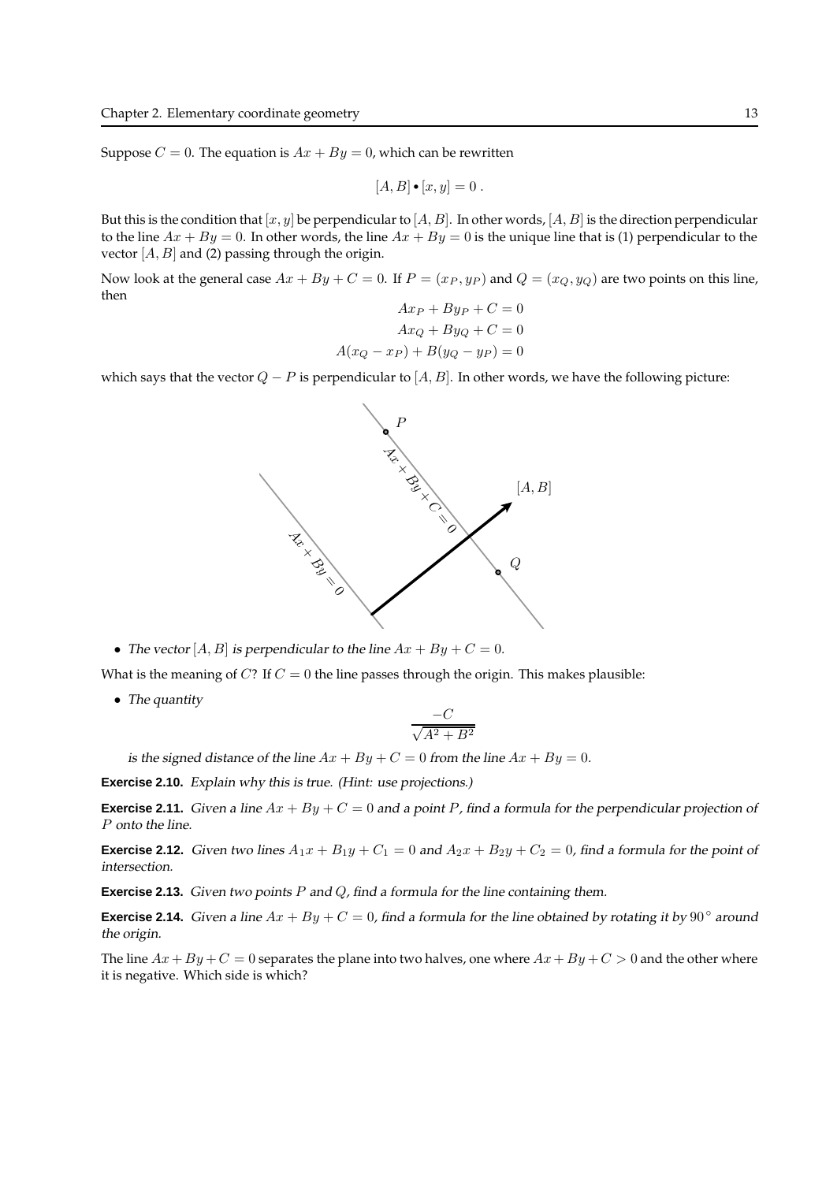Suppose $C = 0$. The equation is $Ax + By = 0$, which can be rewritten

$$[A, B] \bullet [x, y] = 0 \, .$$

But this is the condition that $[x, y]$ be perpendicular to $[A, B]$. In other words, $[A, B]$ is the direction perpendicular to the line $Ax + By = 0$. In other words, the line $Ax + By = 0$ is the unique line that is (1) perpendicular to the vector $[A, B]$ and (2) passing through the origin.

Now look at the general case $Ax + By + C = 0$. If $P = (x_P, y_P)$ and $Q = (x_Q, y_Q)$ are two points on this line, then

$$\begin{aligned} Ax_P + By_P + C &= 0 \\ Ax_Q + By_Q + C &= 0 \\ A(x_Q - x_P) + B(y_Q - y_P) &= 0 \end{aligned}$$

which says that the vector $Q - P$ is perpendicular to $[A, B]$. In other words, we have the following picture:

- *The vector $[A, B]$ is perpendicular to the line $Ax + By + C = 0$.*

What is the meaning of $C$? If $C = 0$ the line passes through the origin. This makes plausible:

- *The quantity*

$$\frac{-C}{\sqrt{A^2 + B^2}}$$

*is the signed distance of the line $Ax + By + C = 0$ from the line $Ax + By = 0$.*

**Exercise 2.10.** *Explain why this is true. (Hint: use projections.)*

**Exercise 2.11.** *Given a line $Ax + By + C = 0$ and a point $P$, find a formula for the perpendicular projection of $P$ onto the line.*

**Exercise 2.12.** *Given two lines $A_1x + B_1y + C_1 = 0$ and $A_2x + B_2y + C_2 = 0$, find a formula for the point of intersection.*

**Exercise 2.13.** *Given two points $P$ and $Q$, find a formula for the line containing them.*

**Exercise 2.14.** *Given a line $Ax + By + C = 0$, find a formula for the line obtained by rotating it by $90^\circ$ around the origin.*

The line $Ax + By + C = 0$ separates the plane into two halves, one where $Ax + By + C > 0$ and the other where it is negative. Which side is which?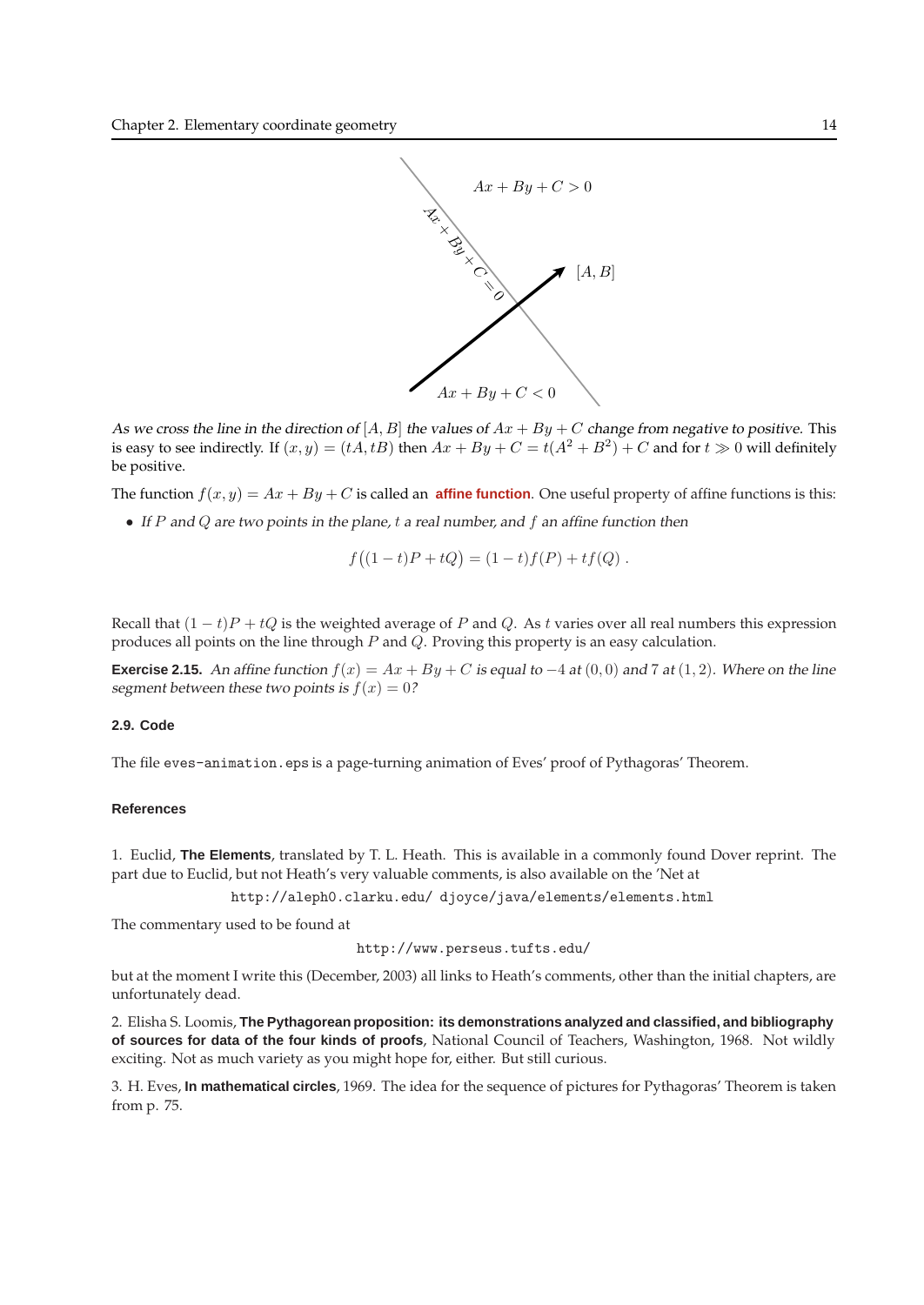$Ax + By + C > 0$

$Ax + By + C = 0$

$[A, B]$

$Ax + By + C < 0$

*As we cross the line in the direction of $[A, B]$ the values of $Ax + By + C$ change from negative to positive.* This is easy to see indirectly. If $(x, y) = (tA, tB)$ then $Ax + By + C = t(A^2 + B^2) + C$ and for $t \gg 0$ will definitely be positive.

The function $f(x, y) = Ax + By + C$ is called an **affine function**. One useful property of affine functions is this:

- *If $P$ and $Q$ are two points in the plane, $t$ a real number, and $f$ an affine function then*

$$f\big((1-t)P + tQ\big) = (1-t)f(P) + tf(Q) \; .$$

Recall that $(1-t)P + tQ$ is the weighted average of $P$ and $Q$. As $t$ varies over all real numbers this expression produces all points on the line through $P$ and $Q$. Proving this property is an easy calculation.

**Exercise 2.15.** *An affine function $f(x) = Ax + By + C$ is equal to $-4$ at $(0, 0)$ and $7$ at $(1, 2)$. Where on the line segment between these two points is $f(x) = 0$?*

#### 2.9. Code

The file `eves-animation.eps` is a page-turning animation of Eves' proof of Pythagoras' Theorem.

#### References

1. Euclid, **The Elements**, translated by T. L. Heath. This is available in a commonly found Dover reprint. The part due to Euclid, but not Heath's very valuable comments, is also available on the 'Net at

`http://aleph0.clarku.edu/ djoyce/java/elements/elements.html`

The commentary used to be found at

`http://www.perseus.tufts.edu/`

but at the moment I write this (December, 2003) all links to Heath's comments, other than the initial chapters, are unfortunately dead.

2. Elisha S. Loomis, **The Pythagorean proposition: its demonstrations analyzed and classified, and bibliography of sources for data of the four kinds of proofs**, National Council of Teachers, Washington, 1968. Not wildly exciting. Not as much variety as you might hope for, either. But still curious.

3. H. Eves, **In mathematical circles**, 1969. The idea for the sequence of pictures for Pythagoras' Theorem is taken from p. 75.